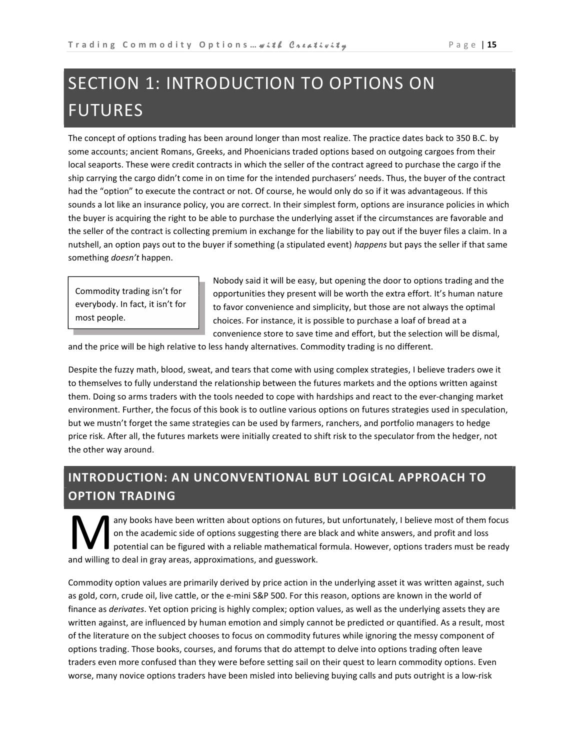# SECTION 1: INTRODUCTION TO OPTIONS ON FUTURES

The concept of options trading has been around longer than most realize. The practice dates back to 350 B.C. by some accounts; ancient Romans, Greeks, and Phoenicians traded options based on outgoing cargoes from their local seaports. These were credit contracts in which the seller of the contract agreed to purchase the cargo if the ship carrying the cargo didn't come in on time for the intended purchasers' needs. Thus, the buyer of the contract had the "option" to execute the contract or not. Of course, he would only do so if it was advantageous. If this sounds a lot like an insurance policy, you are correct. In their simplest form, options are insurance policies in which the buyer is acquiring the right to be able to purchase the underlying asset if the circumstances are favorable and the seller of the contract is collecting premium in exchange for the liability to pay out if the buyer files a claim. In a nutshell, an option pays out to the buyer if something (a stipulated event) *happens* but pays the seller if that same something *doesn't* happen.

> Commodity trading isn't for everybody. In fact, it isn't for most people.

Nobody said it will be easy, but opening the door to options trading and the opportunities they present will be worth the extra effort. It's human nature to favor convenience and simplicity, but those are not always the optimal choices. For instance, it is possible to purchase a loaf of bread at a convenience store to save time and effort, but the selection will be dismal, and the price will be high relative to less handy alternatives. Commodity trading is no different.

Despite the fuzzy math, blood, sweat, and tears that come with using complex strategies, I believe traders owe it to themselves to fully understand the relationship between the futures markets and the options written against them. Doing so arms traders with the tools needed to cope with hardships and react to the ever-changing market environment. Further, the focus of this book is to outline various options on futures strategies used in speculation, but we mustn't forget the same strategies can be used by farmers, ranchers, and portfolio managers to hedge price risk. After all, the futures markets were initially created to shift risk to the speculator from the hedger, not the other way around.

## INTRODUCTION: AN UNCONVENTIONAL BUT LOGICAL APPROACH TO OPTION TRADING

Many books have been written about options on futures, but unfortunately, I believe most of them focus on the academic side of options suggesting there are black and white answers, and profit and loss potential can be figured with a reliable mathematical formula. However, options traders must be ready and willing to deal in gray areas, approximations, and guesswork.

Commodity option values are primarily derived by price action in the underlying asset it was written against, such as gold, corn, crude oil, live cattle, or the e-mini S&P 500. For this reason, options are known in the world of finance as *derivates*. Yet option pricing is highly complex; option values, as well as the underlying assets they are written against, are influenced by human emotion and simply cannot be predicted or quantified. As a result, most of the literature on the subject chooses to focus on commodity futures while ignoring the messy component of options trading. Those books, courses, and forums that do attempt to delve into options trading often leave traders even more confused than they were before setting sail on their quest to learn commodity options. Even worse, many novice options traders have been misled into believing buying calls and puts outright is a low-risk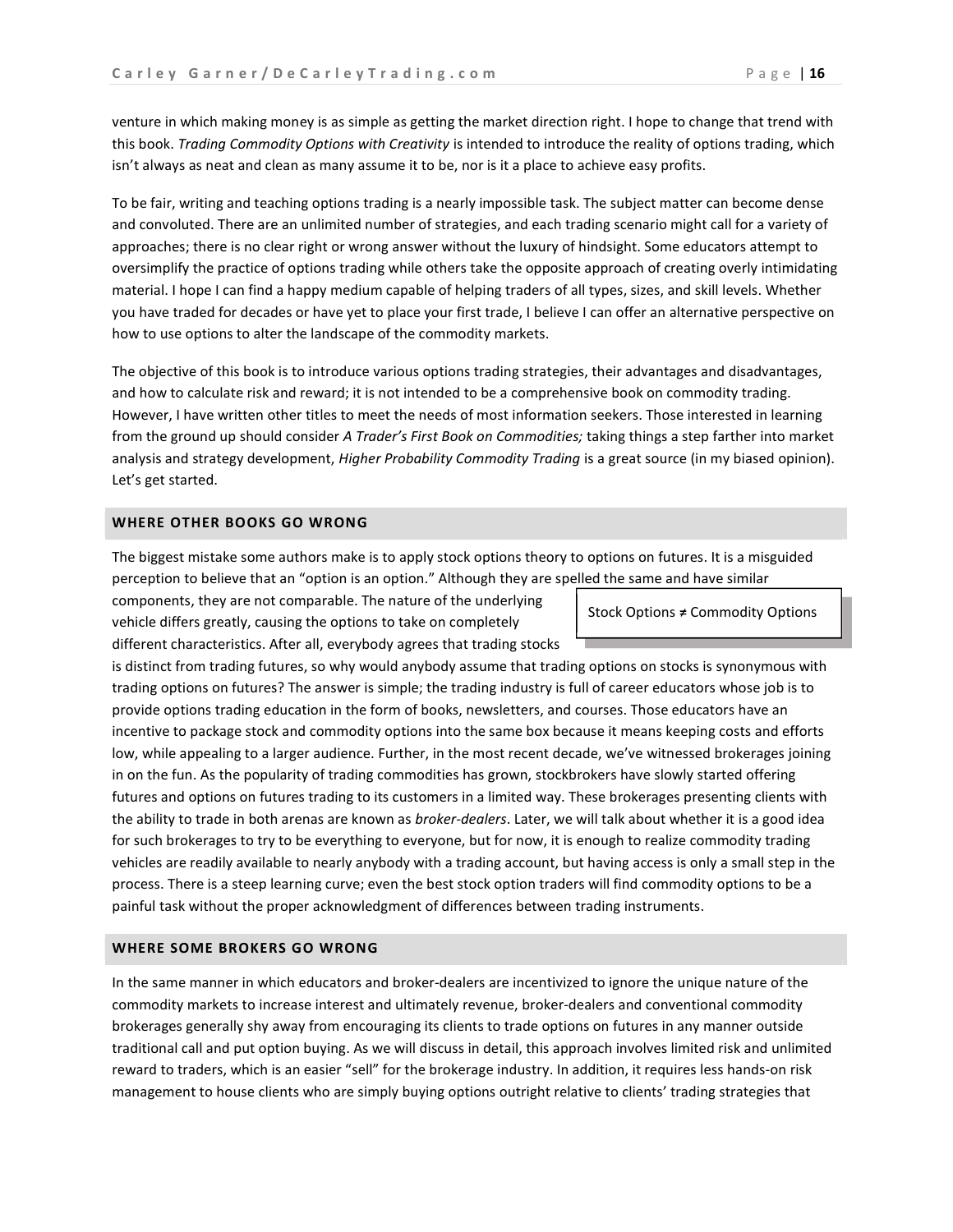venture in which making money is as simple as getting the market direction right. I hope to change that trend with this book. *Trading Commodity Options with Creativity* is intended to introduce the reality of options trading, which isn't always as neat and clean as many assume it to be, nor is it a place to achieve easy profits.

To be fair, writing and teaching options trading is a nearly impossible task. The subject matter can become dense and convoluted. There are an unlimited number of strategies, and each trading scenario might call for a variety of approaches; there is no clear right or wrong answer without the luxury of hindsight. Some educators attempt to oversimplify the practice of options trading while others take the opposite approach of creating overly intimidating material. I hope I can find a happy medium capable of helping traders of all types, sizes, and skill levels. Whether you have traded for decades or have yet to place your first trade, I believe I can offer an alternative perspective on how to use options to alter the landscape of the commodity markets.

The objective of this book is to introduce various options trading strategies, their advantages and disadvantages, and how to calculate risk and reward; it is not intended to be a comprehensive book on commodity trading. However, I have written other titles to meet the needs of most information seekers. Those interested in learning from the ground up should consider *A Trader's First Book on Commodities;* taking things a step farther into market analysis and strategy development, *Higher Probability Commodity Trading* is a great source (in my biased opinion). Let's get started.

## WHERE OTHER BOOKS GO WRONG

The biggest mistake some authors make is to apply stock options theory to options on futures. It is a misguided perception to believe that an "option is an option." Although they are spelled the same and have similar components, they are not comparable. The nature of the underlying vehicle differs greatly, causing the options to take on completely different characteristics. After all, everybody agrees that trading stocks is distinct from trading futures, so why would anybody assume that trading options on stocks is synonymous with trading options on futures? The answer is simple; the trading industry is full of career educators whose job is to provide options trading education in the form of books, newsletters, and courses. Those educators have an incentive to package stock and commodity options into the same box because it means keeping costs and efforts low, while appealing to a larger audience. Further, in the most recent decade, we've witnessed brokerages joining in on the fun. As the popularity of trading commodities has grown, stockbrokers have slowly started offering futures and options on futures trading to its customers in a limited way. These brokerages presenting clients with the ability to trade in both arenas are known as *broker-dealers*. Later, we will talk about whether it is a good idea for such brokerages to try to be everything to everyone, but for now, it is enough to realize commodity trading vehicles are readily available to nearly anybody with a trading account, but having access is only a small step in the process. There is a steep learning curve; even the best stock option traders will find commodity options to be a painful task without the proper acknowledgment of differences between trading instruments.

> Stock Options ≠ Commodity Options

## WHERE SOME BROKERS GO WRONG

In the same manner in which educators and broker-dealers are incentivized to ignore the unique nature of the commodity markets to increase interest and ultimately revenue, broker-dealers and conventional commodity brokerages generally shy away from encouraging its clients to trade options on futures in any manner outside traditional call and put option buying. As we will discuss in detail, this approach involves limited risk and unlimited reward to traders, which is an easier "sell" for the brokerage industry. In addition, it requires less hands-on risk management to house clients who are simply buying options outright relative to clients' trading strategies that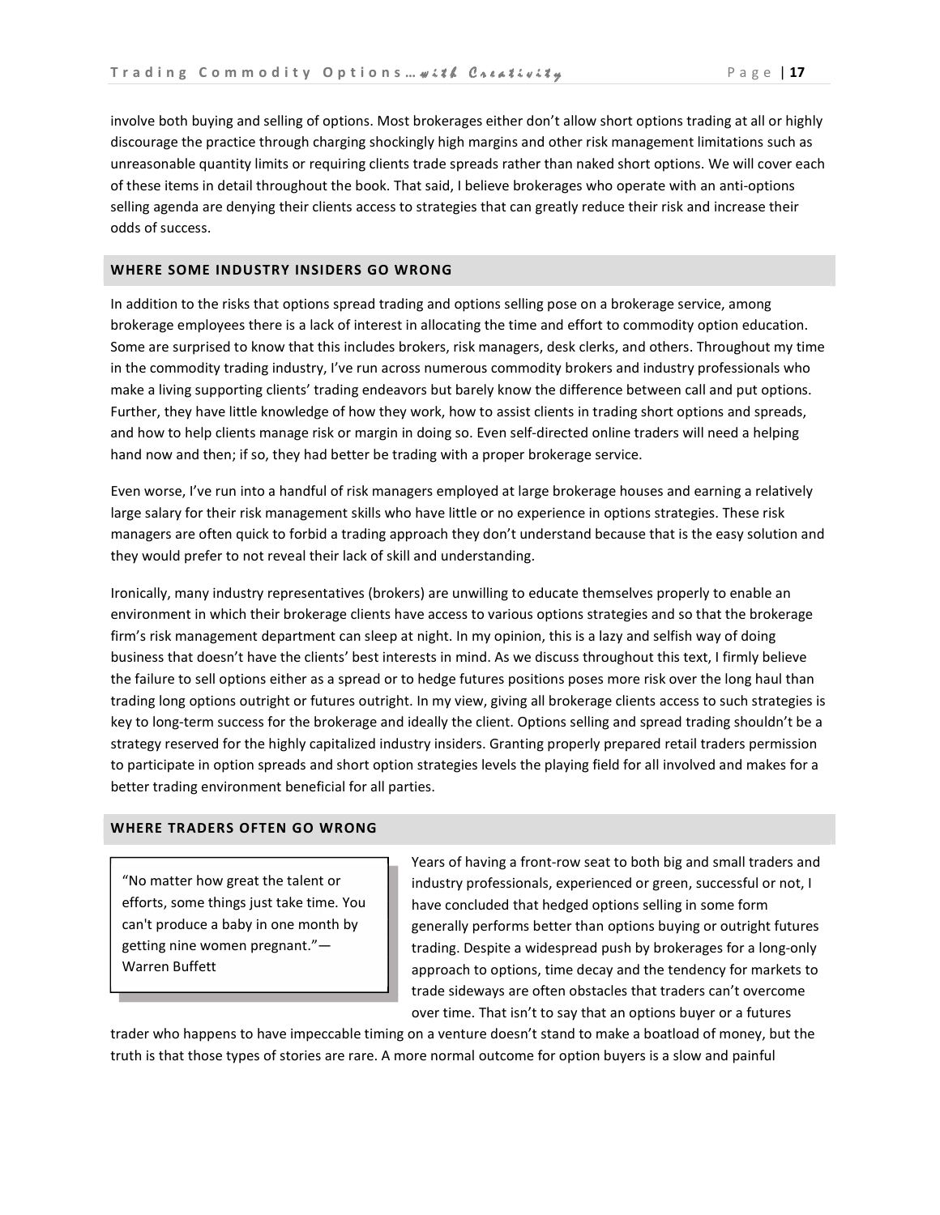involve both buying and selling of options. Most brokerages either don't allow short options trading at all or highly discourage the practice through charging shockingly high margins and other risk management limitations such as unreasonable quantity limits or requiring clients trade spreads rather than naked short options. We will cover each of these items in detail throughout the book. That said, I believe brokerages who operate with an anti-options selling agenda are denying their clients access to strategies that can greatly reduce their risk and increase their odds of success.

## WHERE SOME INDUSTRY INSIDERS GO WRONG

In addition to the risks that options spread trading and options selling pose on a brokerage service, among brokerage employees there is a lack of interest in allocating the time and effort to commodity option education. Some are surprised to know that this includes brokers, risk managers, desk clerks, and others. Throughout my time in the commodity trading industry, I've run across numerous commodity brokers and industry professionals who make a living supporting clients' trading endeavors but barely know the difference between call and put options. Further, they have little knowledge of how they work, how to assist clients in trading short options and spreads, and how to help clients manage risk or margin in doing so. Even self-directed online traders will need a helping hand now and then; if so, they had better be trading with a proper brokerage service.

Even worse, I've run into a handful of risk managers employed at large brokerage houses and earning a relatively large salary for their risk management skills who have little or no experience in options strategies. These risk managers are often quick to forbid a trading approach they don't understand because that is the easy solution and they would prefer to not reveal their lack of skill and understanding.

Ironically, many industry representatives (brokers) are unwilling to educate themselves properly to enable an environment in which their brokerage clients have access to various options strategies and so that the brokerage firm's risk management department can sleep at night. In my opinion, this is a lazy and selfish way of doing business that doesn't have the clients' best interests in mind. As we discuss throughout this text, I firmly believe the failure to sell options either as a spread or to hedge futures positions poses more risk over the long haul than trading long options outright or futures outright. In my view, giving all brokerage clients access to such strategies is key to long-term success for the brokerage and ideally the client. Options selling and spread trading shouldn't be a strategy reserved for the highly capitalized industry insiders. Granting properly prepared retail traders permission to participate in option spreads and short option strategies levels the playing field for all involved and makes for a better trading environment beneficial for all parties.

## WHERE TRADERS OFTEN GO WRONG

> "No matter how great the talent or efforts, some things just take time. You can't produce a baby in one month by getting nine women pregnant."—Warren Buffett

Years of having a front-row seat to both big and small traders and industry professionals, experienced or green, successful or not, I have concluded that hedged options selling in some form generally performs better than options buying or outright futures trading. Despite a widespread push by brokerages for a long-only approach to options, time decay and the tendency for markets to trade sideways are often obstacles that traders can't overcome over time. That isn't to say that an options buyer or a futures trader who happens to have impeccable timing on a venture doesn't stand to make a boatload of money, but the truth is that those types of stories are rare. A more normal outcome for option buyers is a slow and painful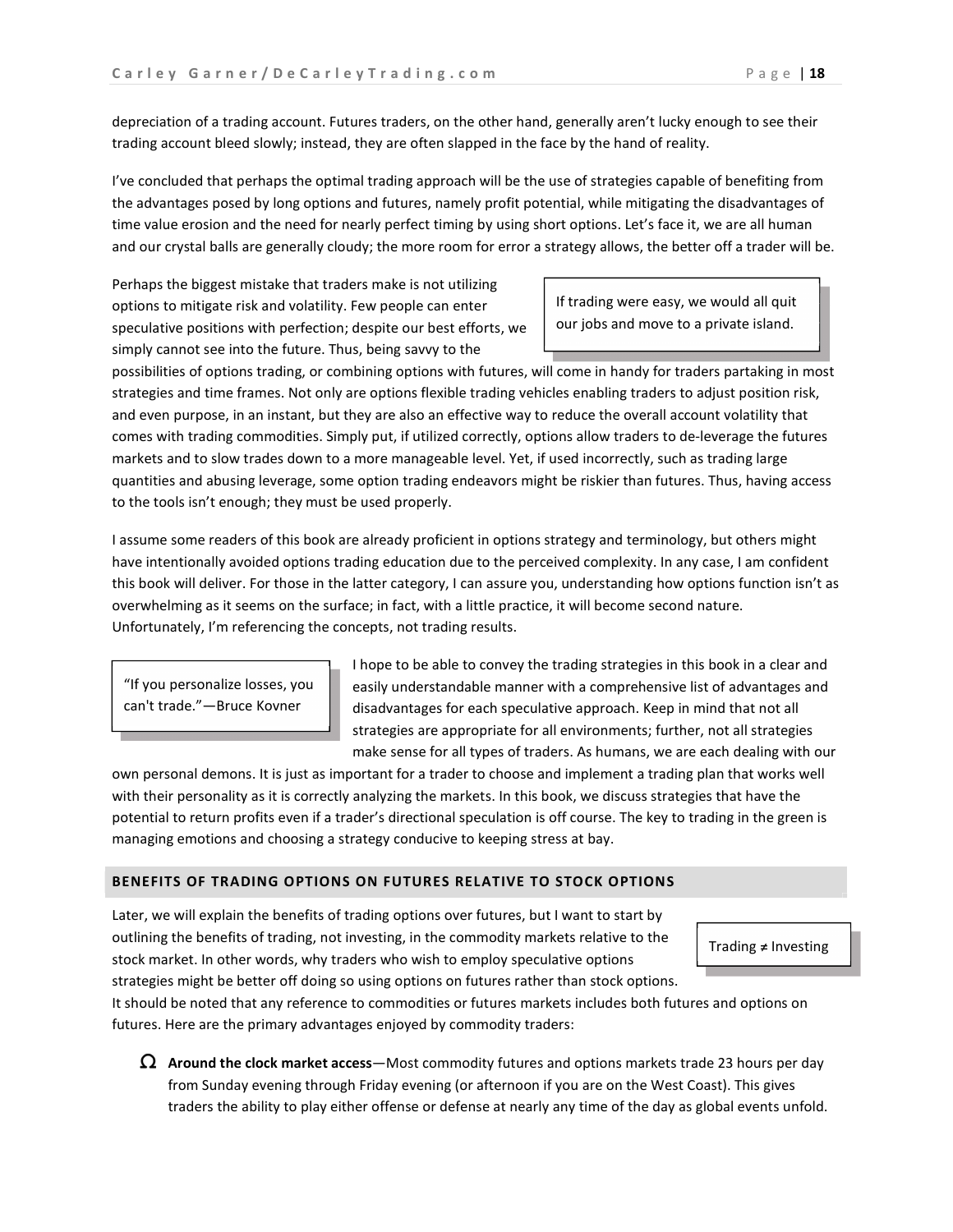depreciation of a trading account. Futures traders, on the other hand, generally aren't lucky enough to see their trading account bleed slowly; instead, they are often slapped in the face by the hand of reality.

I've concluded that perhaps the optimal trading approach will be the use of strategies capable of benefiting from the advantages posed by long options and futures, namely profit potential, while mitigating the disadvantages of time value erosion and the need for nearly perfect timing by using short options. Let's face it, we are all human and our crystal balls are generally cloudy; the more room for error a strategy allows, the better off a trader will be.

> If trading were easy, we would all quit our jobs and move to a private island.

Perhaps the biggest mistake that traders make is not utilizing options to mitigate risk and volatility. Few people can enter speculative positions with perfection; despite our best efforts, we simply cannot see into the future. Thus, being savvy to the possibilities of options trading, or combining options with futures, will come in handy for traders partaking in most strategies and time frames. Not only are options flexible trading vehicles enabling traders to adjust position risk, and even purpose, in an instant, but they are also an effective way to reduce the overall account volatility that comes with trading commodities. Simply put, if utilized correctly, options allow traders to de-leverage the futures markets and to slow trades down to a more manageable level. Yet, if used incorrectly, such as trading large quantities and abusing leverage, some option trading endeavors might be riskier than futures. Thus, having access to the tools isn't enough; they must be used properly.

I assume some readers of this book are already proficient in options strategy and terminology, but others might have intentionally avoided options trading education due to the perceived complexity. In any case, I am confident this book will deliver. For those in the latter category, I can assure you, understanding how options function isn't as overwhelming as it seems on the surface; in fact, with a little practice, it will become second nature. Unfortunately, I'm referencing the concepts, not trading results.

> "If you personalize losses, you can't trade."—Bruce Kovner

I hope to be able to convey the trading strategies in this book in a clear and easily understandable manner with a comprehensive list of advantages and disadvantages for each speculative approach. Keep in mind that not all strategies are appropriate for all environments; further, not all strategies make sense for all types of traders. As humans, we are each dealing with our own personal demons. It is just as important for a trader to choose and implement a trading plan that works well with their personality as it is correctly analyzing the markets. In this book, we discuss strategies that have the potential to return profits even if a trader's directional speculation is off course. The key to trading in the green is managing emotions and choosing a strategy conducive to keeping stress at bay.

## BENEFITS OF TRADING OPTIONS ON FUTURES RELATIVE TO STOCK OPTIONS

> Trading ≠ Investing

Later, we will explain the benefits of trading options over futures, but I want to start by outlining the benefits of trading, not investing, in the commodity markets relative to the stock market. In other words, why traders who wish to employ speculative options strategies might be better off doing so using options on futures rather than stock options. It should be noted that any reference to commodities or futures markets includes both futures and options on futures. Here are the primary advantages enjoyed by commodity traders:

- **Around the clock market access**—Most commodity futures and options markets trade 23 hours per day from Sunday evening through Friday evening (or afternoon if you are on the West Coast). This gives traders the ability to play either offense or defense at nearly any time of the day as global events unfold.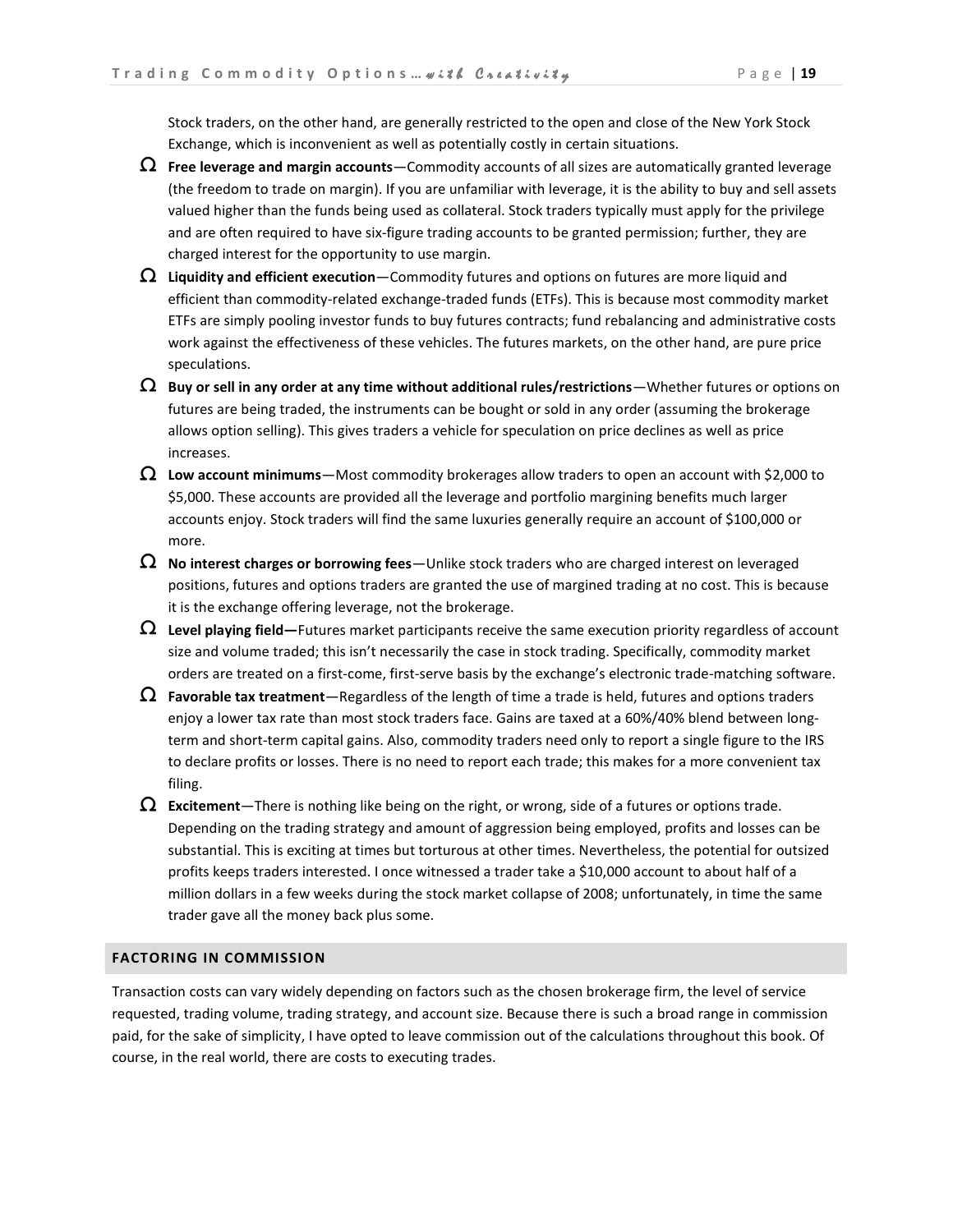Stock traders, on the other hand, are generally restricted to the open and close of the New York Stock Exchange, which is inconvenient as well as potentially costly in certain situations.

- **Free leverage and margin accounts**—Commodity accounts of all sizes are automatically granted leverage (the freedom to trade on margin). If you are unfamiliar with leverage, it is the ability to buy and sell assets valued higher than the funds being used as collateral. Stock traders typically must apply for the privilege and are often required to have six-figure trading accounts to be granted permission; further, they are charged interest for the opportunity to use margin.
- **Liquidity and efficient execution**—Commodity futures and options on futures are more liquid and efficient than commodity-related exchange-traded funds (ETFs). This is because most commodity market ETFs are simply pooling investor funds to buy futures contracts; fund rebalancing and administrative costs work against the effectiveness of these vehicles. The futures markets, on the other hand, are pure price speculations.
- **Buy or sell in any order at any time without additional rules/restrictions**—Whether futures or options on futures are being traded, the instruments can be bought or sold in any order (assuming the brokerage allows option selling). This gives traders a vehicle for speculation on price declines as well as price increases.
- **Low account minimums**—Most commodity brokerages allow traders to open an account with $2,000 to $5,000. These accounts are provided all the leverage and portfolio margining benefits much larger accounts enjoy. Stock traders will find the same luxuries generally require an account of $100,000 or more.
- **No interest charges or borrowing fees**—Unlike stock traders who are charged interest on leveraged positions, futures and options traders are granted the use of margined trading at no cost. This is because it is the exchange offering leverage, not the brokerage.
- **Level playing field—**Futures market participants receive the same execution priority regardless of account size and volume traded; this isn't necessarily the case in stock trading. Specifically, commodity market orders are treated on a first-come, first-serve basis by the exchange's electronic trade-matching software.
- **Favorable tax treatment**—Regardless of the length of time a trade is held, futures and options traders enjoy a lower tax rate than most stock traders face. Gains are taxed at a 60%/40% blend between long-term and short-term capital gains. Also, commodity traders need only to report a single figure to the IRS to declare profits or losses. There is no need to report each trade; this makes for a more convenient tax filing.
- **Excitement**—There is nothing like being on the right, or wrong, side of a futures or options trade. Depending on the trading strategy and amount of aggression being employed, profits and losses can be substantial. This is exciting at times but torturous at other times. Nevertheless, the potential for outsized profits keeps traders interested. I once witnessed a trader take a $10,000 account to about half of a million dollars in a few weeks during the stock market collapse of 2008; unfortunately, in time the same trader gave all the money back plus some.

## FACTORING IN COMMISSION

Transaction costs can vary widely depending on factors such as the chosen brokerage firm, the level of service requested, trading volume, trading strategy, and account size. Because there is such a broad range in commission paid, for the sake of simplicity, I have opted to leave commission out of the calculations throughout this book. Of course, in the real world, there are costs to executing trades.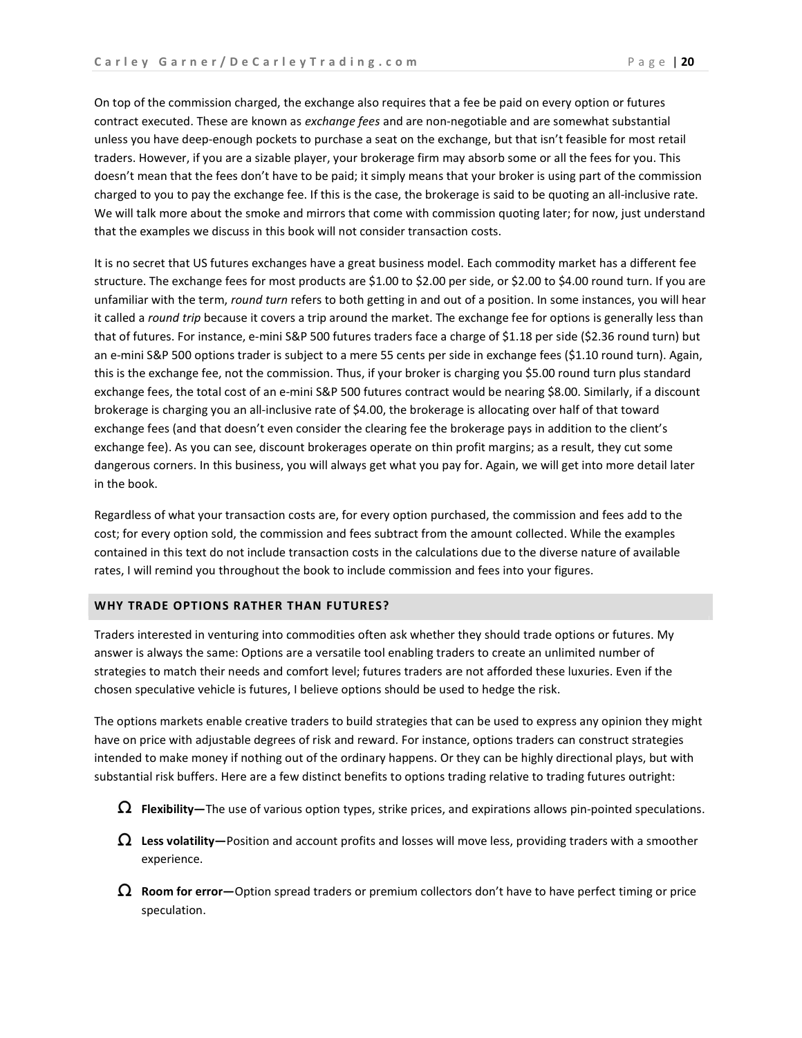On top of the commission charged, the exchange also requires that a fee be paid on every option or futures contract executed. These are known as *exchange fees* and are non-negotiable and are somewhat substantial unless you have deep-enough pockets to purchase a seat on the exchange, but that isn't feasible for most retail traders. However, if you are a sizable player, your brokerage firm may absorb some or all the fees for you. This doesn't mean that the fees don't have to be paid; it simply means that your broker is using part of the commission charged to you to pay the exchange fee. If this is the case, the brokerage is said to be quoting an all-inclusive rate. We will talk more about the smoke and mirrors that come with commission quoting later; for now, just understand that the examples we discuss in this book will not consider transaction costs.

It is no secret that US futures exchanges have a great business model. Each commodity market has a different fee structure. The exchange fees for most products are $1.00 to $2.00 per side, or $2.00 to $4.00 round turn. If you are unfamiliar with the term, *round turn* refers to both getting in and out of a position. In some instances, you will hear it called a *round trip* because it covers a trip around the market. The exchange fee for options is generally less than that of futures. For instance, e-mini S&P 500 futures traders face a charge of $1.18 per side ($2.36 round turn) but an e-mini S&P 500 options trader is subject to a mere 55 cents per side in exchange fees ($1.10 round turn). Again, this is the exchange fee, not the commission. Thus, if your broker is charging you $5.00 round turn plus standard exchange fees, the total cost of an e-mini S&P 500 futures contract would be nearing $8.00. Similarly, if a discount brokerage is charging you an all-inclusive rate of $4.00, the brokerage is allocating over half of that toward exchange fees (and that doesn't even consider the clearing fee the brokerage pays in addition to the client's exchange fee). As you can see, discount brokerages operate on thin profit margins; as a result, they cut some dangerous corners. In this business, you will always get what you pay for. Again, we will get into more detail later in the book.

Regardless of what your transaction costs are, for every option purchased, the commission and fees add to the cost; for every option sold, the commission and fees subtract from the amount collected. While the examples contained in this text do not include transaction costs in the calculations due to the diverse nature of available rates, I will remind you throughout the book to include commission and fees into your figures.

## WHY TRADE OPTIONS RATHER THAN FUTURES?

Traders interested in venturing into commodities often ask whether they should trade options or futures. My answer is always the same: Options are a versatile tool enabling traders to create an unlimited number of strategies to match their needs and comfort level; futures traders are not afforded these luxuries. Even if the chosen speculative vehicle is futures, I believe options should be used to hedge the risk.

The options markets enable creative traders to build strategies that can be used to express any opinion they might have on price with adjustable degrees of risk and reward. For instance, options traders can construct strategies intended to make money if nothing out of the ordinary happens. Or they can be highly directional plays, but with substantial risk buffers. Here are a few distinct benefits to options trading relative to trading futures outright:

- **Flexibility—**The use of various option types, strike prices, and expirations allows pin-pointed speculations.
- **Less volatility—**Position and account profits and losses will move less, providing traders with a smoother experience.
- **Room for error—**Option spread traders or premium collectors don't have to have perfect timing or price speculation.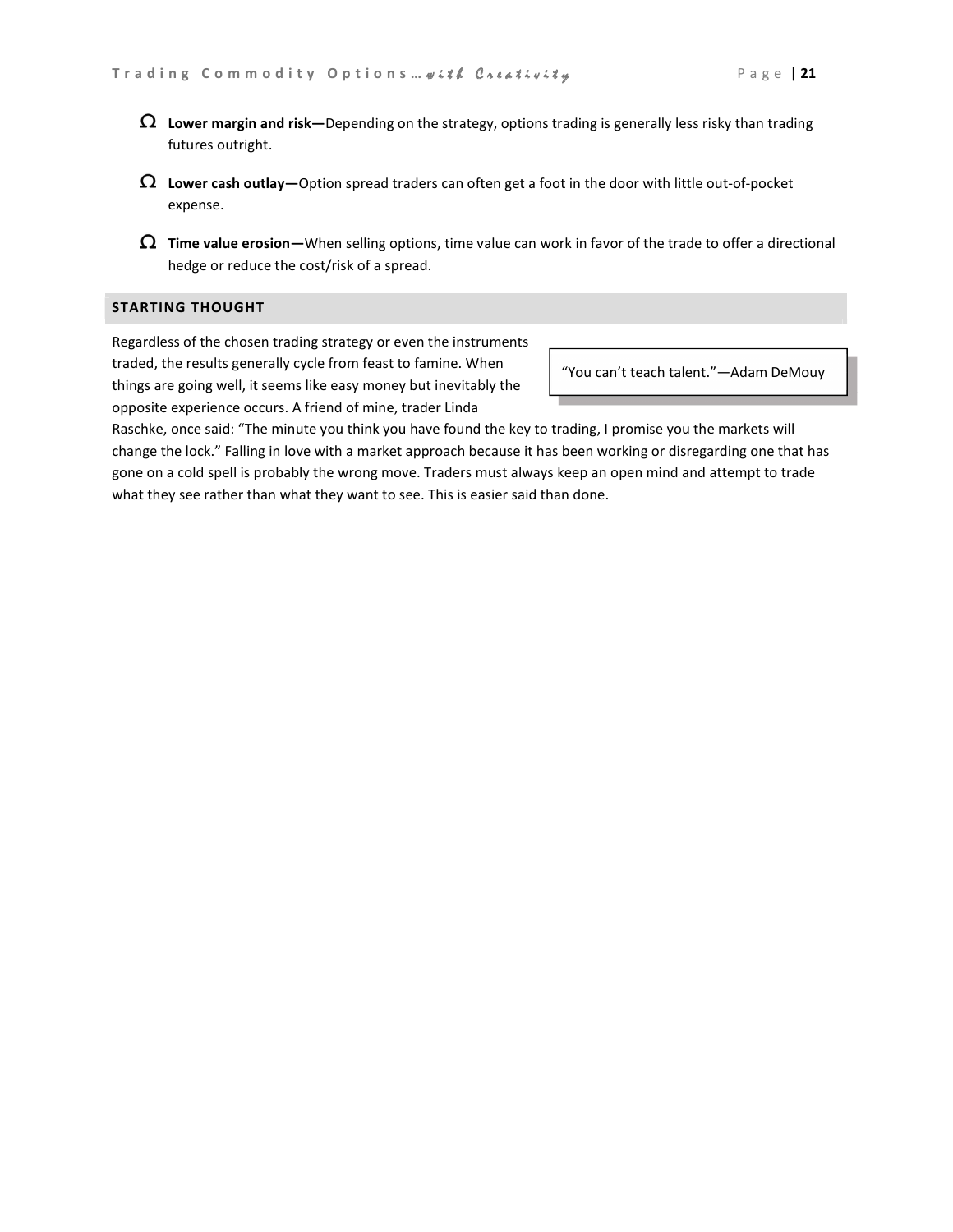- **Lower margin and risk—**Depending on the strategy, options trading is generally less risky than trading futures outright.
- **Lower cash outlay—**Option spread traders can often get a foot in the door with little out-of-pocket expense.
- **Time value erosion—**When selling options, time value can work in favor of the trade to offer a directional hedge or reduce the cost/risk of a spread.

## STARTING THOUGHT

> "You can't teach talent."—Adam DeMouy

Regardless of the chosen trading strategy or even the instruments traded, the results generally cycle from feast to famine. When things are going well, it seems like easy money but inevitably the opposite experience occurs. A friend of mine, trader Linda Raschke, once said: "The minute you think you have found the key to trading, I promise you the markets will change the lock." Falling in love with a market approach because it has been working or disregarding one that has gone on a cold spell is probably the wrong move. Traders must always keep an open mind and attempt to trade what they see rather than what they want to see. This is easier said than done.